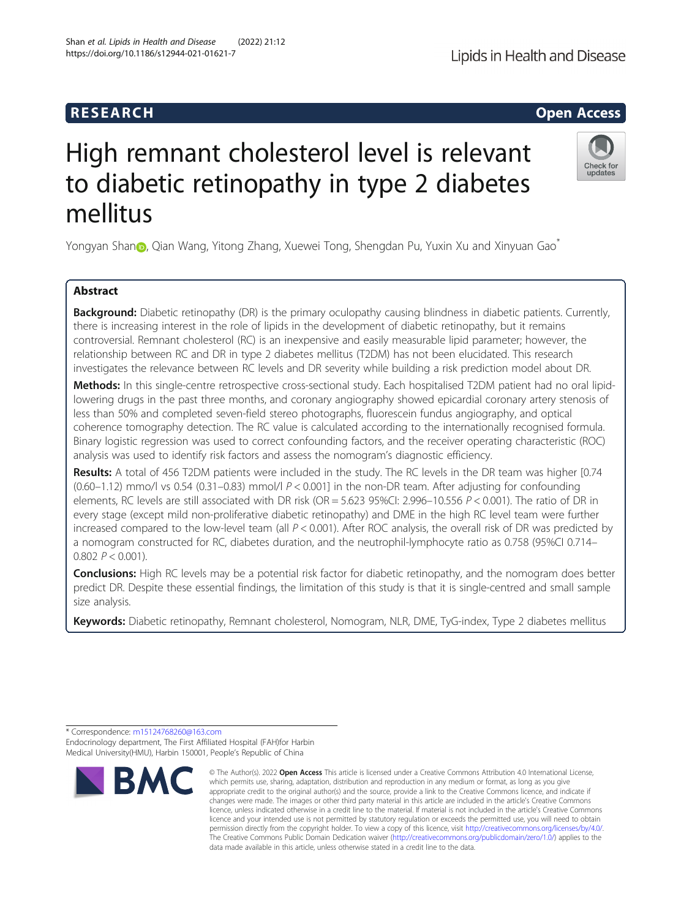RESEARCH | Open Access

# High remnant cholesterol level is relevant to diabetic retinopathy in type 2 diabetes mellitus

Yongyan Shan, Qian Wang, Yitong Zhang, Xuewei Tong, Shengdan Pu, Yuxin Xu and Xinyuan Gao*

## Abstract

**Background:** Diabetic retinopathy (DR) is the primary oculopathy causing blindness in diabetic patients. Currently, there is increasing interest in the role of lipids in the development of diabetic retinopathy, but it remains controversial. Remnant cholesterol (RC) is an inexpensive and easily measurable lipid parameter; however, the relationship between RC and DR in type 2 diabetes mellitus (T2DM) has not been elucidated. This research investigates the relevance between RC levels and DR severity while building a risk prediction model about DR.

**Methods:** In this single-centre retrospective cross-sectional study. Each hospitalised T2DM patient had no oral lipid-lowering drugs in the past three months, and coronary angiography showed epicardial coronary artery stenosis of less than 50% and completed seven-field stereo photographs, fluorescein fundus angiography, and optical coherence tomography detection. The RC value is calculated according to the internationally recognised formula. Binary logistic regression was used to correct confounding factors, and the receiver operating characteristic (ROC) analysis was used to identify risk factors and assess the nomogram's diagnostic efficiency.

**Results:** A total of 456 T2DM patients were included in the study. The RC levels in the DR team was higher [0.74 (0.60–1.12) mmo/l vs 0.54 (0.31–0.83) mmol/l $P < 0.001$] in the non-DR team. After adjusting for confounding elements, RC levels are still associated with DR risk (OR = 5.623 95%CI: 2.996–10.556 $P < 0.001$). The ratio of DR in every stage (except mild non-proliferative diabetic retinopathy) and DME in the high RC level team were further increased compared to the low-level team (all $P < 0.001$). After ROC analysis, the overall risk of DR was predicted by a nomogram constructed for RC, diabetes duration, and the neutrophil-lymphocyte ratio as 0.758 (95%CI 0.714–0.802 $P < 0.001$).

**Conclusions:** High RC levels may be a potential risk factor for diabetic retinopathy, and the nomogram does better predict DR. Despite these essential findings, the limitation of this study is that it is single-centred and small sample size analysis.

**Keywords:** Diabetic retinopathy, Remnant cholesterol, Nomogram, NLR, DME, TyG-index, Type 2 diabetes mellitus

---

* Correspondence: m15124768260@163.com
Endocrinology department, The First Affiliated Hospital (FAH)for Harbin Medical University(HMU), Harbin 150001, People's Republic of China

© The Author(s). 2022 **Open Access** This article is licensed under a Creative Commons Attribution 4.0 International License, which permits use, sharing, adaptation, distribution and reproduction in any medium or format, as long as you give appropriate credit to the original author(s) and the source, provide a link to the Creative Commons licence, and indicate if changes were made. The images or other third party material in this article are included in the article's Creative Commons licence, unless indicated otherwise in a credit line to the material. If material is not included in the article's Creative Commons licence and your intended use is not permitted by statutory regulation or exceeds the permitted use, you will need to obtain permission directly from the copyright holder. To view a copy of this licence, visit http://creativecommons.org/licenses/by/4.0/. The Creative Commons Public Domain Dedication waiver (http://creativecommons.org/publicdomain/zero/1.0/) applies to the data made available in this article, unless otherwise stated in a credit line to the data.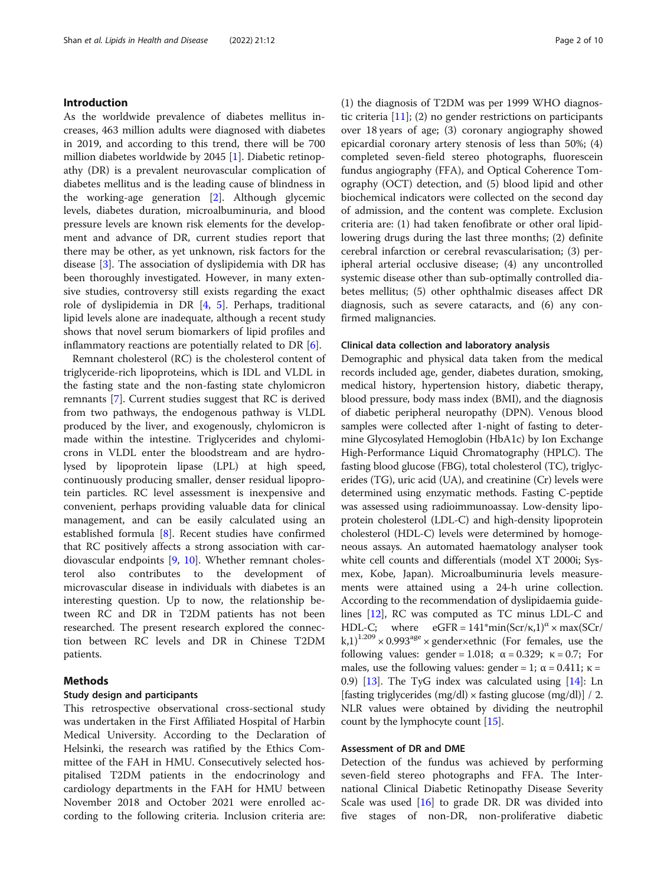## Introduction

As the worldwide prevalence of diabetes mellitus increases, 463 million adults were diagnosed with diabetes in 2019, and according to this trend, there will be 700 million diabetes worldwide by 2045 [1]. Diabetic retinopathy (DR) is a prevalent neurovascular complication of diabetes mellitus and is the leading cause of blindness in the working-age generation [2]. Although glycemic levels, diabetes duration, microalbuminuria, and blood pressure levels are known risk elements for the development and advance of DR, current studies report that there may be other, as yet unknown, risk factors for the disease [3]. The association of dyslipidemia with DR has been thoroughly investigated. However, in many extensive studies, controversy still exists regarding the exact role of dyslipidemia in DR [4, 5]. Perhaps, traditional lipid levels alone are inadequate, although a recent study shows that novel serum biomarkers of lipid profiles and inflammatory reactions are potentially related to DR [6].

Remnant cholesterol (RC) is the cholesterol content of triglyceride-rich lipoproteins, which is IDL and VLDL in the fasting state and the non-fasting state chylomicron remnants [7]. Current studies suggest that RC is derived from two pathways, the endogenous pathway is VLDL produced by the liver, and exogenously, chylomicron is made within the intestine. Triglycerides and chylomicrons in VLDL enter the bloodstream and are hydrolysed by lipoprotein lipase (LPL) at high speed, continuously producing smaller, denser residual lipoprotein particles. RC level assessment is inexpensive and convenient, perhaps providing valuable data for clinical management, and can be easily calculated using an established formula [8]. Recent studies have confirmed that RC positively affects a strong association with cardiovascular endpoints [9, 10]. Whether remnant cholesterol also contributes to the development of microvascular disease in individuals with diabetes is an interesting question. Up to now, the relationship between RC and DR in T2DM patients has not been researched. The present research explored the connection between RC levels and DR in Chinese T2DM patients.

## Methods

### Study design and participants

This retrospective observational cross-sectional study was undertaken in the First Affiliated Hospital of Harbin Medical University. According to the Declaration of Helsinki, the research was ratified by the Ethics Committee of the FAH in HMU. Consecutively selected hospitalised T2DM patients in the endocrinology and cardiology departments in the FAH for HMU between November 2018 and October 2021 were enrolled according to the following criteria. Inclusion criteria are: (1) the diagnosis of T2DM was per 1999 WHO diagnostic criteria [11]; (2) no gender restrictions on participants over 18 years of age; (3) coronary angiography showed epicardial coronary artery stenosis of less than 50%; (4) completed seven-field stereo photographs, fluorescein fundus angiography (FFA), and Optical Coherence Tomography (OCT) detection, and (5) blood lipid and other biochemical indicators were collected on the second day of admission, and the content was complete. Exclusion criteria are: (1) had taken fenofibrate or other oral lipid-lowering drugs during the last three months; (2) definite cerebral infarction or cerebral revascularisation; (3) peripheral arterial occlusive disease; (4) any uncontrolled systemic disease other than sub-optimally controlled diabetes mellitus; (5) other ophthalmic diseases affect DR diagnosis, such as severe cataracts, and (6) any confirmed malignancies.

### Clinical data collection and laboratory analysis

Demographic and physical data taken from the medical records included age, gender, diabetes duration, smoking, medical history, hypertension history, diabetic therapy, blood pressure, body mass index (BMI), and the diagnosis of diabetic peripheral neuropathy (DPN). Venous blood samples were collected after 1-night of fasting to determine Glycosylated Hemoglobin (HbA1c) by Ion Exchange High-Performance Liquid Chromatography (HPLC). The fasting blood glucose (FBG), total cholesterol (TC), triglycerides (TG), uric acid (UA), and creatinine (Cr) levels were determined using enzymatic methods. Fasting C-peptide was assessed using radioimmunoassay. Low-density lipoprotein cholesterol (LDL-C) and high-density lipoprotein cholesterol (HDL-C) levels were determined by homogeneous assays. An automated haematology analyser took white cell counts and differentials (model XT 2000i; Sysmex, Kobe, Japan). Microalbuminuria levels measurements were attained using a 24-h urine collection. According to the recommendation of dyslipidaemia guidelines [12], RC was computed as TC minus LDL-C and HDL-C; where $eGFR = 141 * \min(Scr/\kappa,1)^{\alpha} \times \max(SCr/\kappa,1)^{1.209} \times 0.993^{age} \times gender \times ethnic$ (For females, use the following values: gender = 1.018; $\alpha = 0.329$; $\kappa = 0.7$; For males, use the following values: gender = 1; $\alpha = 0.411$; $\kappa = 0.9$) [13]. The TyG index was calculated using [14]: Ln [fasting triglycerides (mg/dl) × fasting glucose (mg/dl)] / 2. NLR values were obtained by dividing the neutrophil count by the lymphocyte count [15].

### Assessment of DR and DME

Detection of the fundus was achieved by performing seven-field stereo photographs and FFA. The International Clinical Diabetic Retinopathy Disease Severity Scale was used [16] to grade DR. DR was divided into five stages of non-DR, non-proliferative diabetic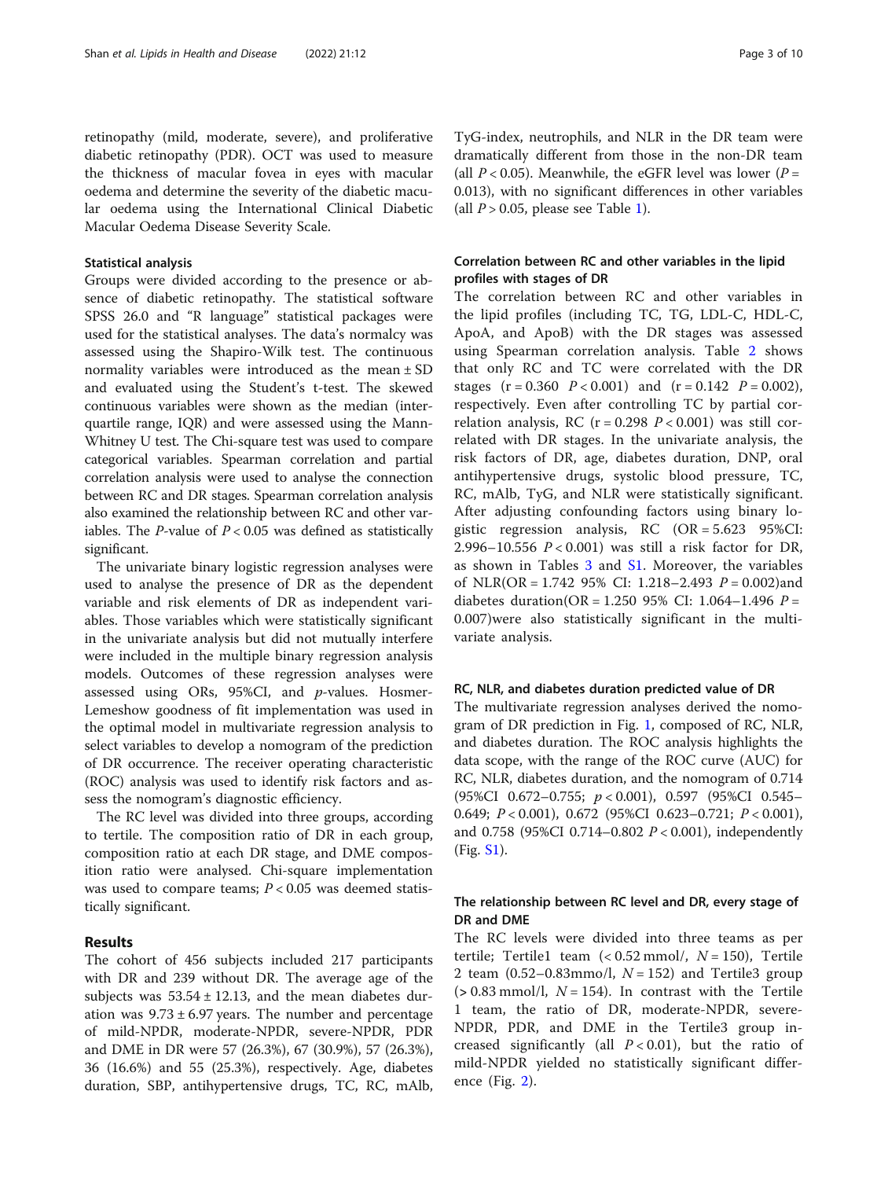retinopathy (mild, moderate, severe), and proliferative diabetic retinopathy (PDR). OCT was used to measure the thickness of macular fovea in eyes with macular oedema and determine the severity of the diabetic macular oedema using the International Clinical Diabetic Macular Oedema Disease Severity Scale.

### Statistical analysis

Groups were divided according to the presence or absence of diabetic retinopathy. The statistical software SPSS 26.0 and "R language" statistical packages were used for the statistical analyses. The data's normalcy was assessed using the Shapiro-Wilk test. The continuous normality variables were introduced as the mean ± SD and evaluated using the Student's t-test. The skewed continuous variables were shown as the median (interquartile range, IQR) and were assessed using the Mann-Whitney U test. The Chi-square test was used to compare categorical variables. Spearman correlation and partial correlation analysis were used to analyse the connection between RC and DR stages. Spearman correlation analysis also examined the relationship between RC and other variables. The *P*-value of $P < 0.05$ was defined as statistically significant.

The univariate binary logistic regression analyses were used to analyse the presence of DR as the dependent variable and risk elements of DR as independent variables. Those variables which were statistically significant in the univariate analysis but did not mutually interfere were included in the multiple binary regression analysis models. Outcomes of these regression analyses were assessed using ORs, 95%CI, and *p*-values. Hosmer-Lemeshow goodness of fit implementation was used in the optimal model in multivariate regression analysis to select variables to develop a nomogram of the prediction of DR occurrence. The receiver operating characteristic (ROC) analysis was used to identify risk factors and assess the nomogram's diagnostic efficiency.

The RC level was divided into three groups, according to tertile. The composition ratio of DR in each group, composition ratio at each DR stage, and DME composition ratio were analysed. Chi-square implementation was used to compare teams; $P < 0.05$ was deemed statistically significant.

## Results

The cohort of 456 subjects included 217 participants with DR and 239 without DR. The average age of the subjects was 53.54 ± 12.13, and the mean diabetes duration was 9.73 ± 6.97 years. The number and percentage of mild-NPDR, moderate-NPDR, severe-NPDR, PDR and DME in DR were 57 (26.3%), 67 (30.9%), 57 (26.3%), 36 (16.6%) and 55 (25.3%), respectively. Age, diabetes duration, SBP, antihypertensive drugs, TC, RC, mAlb, TyG-index, neutrophils, and NLR in the DR team were dramatically different from those in the non-DR team (all $P < 0.05$). Meanwhile, the eGFR level was lower ($P = 0.013$), with no significant differences in other variables (all $P > 0.05$, please see Table 1).

### Correlation between RC and other variables in the lipid profiles with stages of DR

The correlation between RC and other variables in the lipid profiles (including TC, TG, LDL-C, HDL-C, ApoA, and ApoB) with the DR stages was assessed using Spearman correlation analysis. Table 2 shows that only RC and TC were correlated with the DR stages ($r = 0.360$ $P < 0.001$) and ($r = 0.142$ $P = 0.002$), respectively. Even after controlling TC by partial correlation analysis, RC ($r = 0.298$ $P < 0.001$) was still correlated with DR stages. In the univariate analysis, the risk factors of DR, age, diabetes duration, DNP, oral antihypertensive drugs, systolic blood pressure, TC, RC, mAlb, TyG, and NLR were statistically significant. After adjusting confounding factors using binary logistic regression analysis, RC (OR = 5.623 95%CI: 2.996–10.556 $P < 0.001$) was still a risk factor for DR, as shown in Tables 3 and S1. Moreover, the variables of NLR(OR = 1.742 95% CI: 1.218–2.493 $P = 0.002$)and diabetes duration(OR = 1.250 95% CI: 1.064–1.496 $P = 0.007$)were also statistically significant in the multivariate analysis.

### RC, NLR, and diabetes duration predicted value of DR

The multivariate regression analyses derived the nomogram of DR prediction in Fig. 1, composed of RC, NLR, and diabetes duration. The ROC analysis highlights the data scope, with the range of the ROC curve (AUC) for RC, NLR, diabetes duration, and the nomogram of 0.714 (95%CI 0.672–0.755; $p < 0.001$), 0.597 (95%CI 0.545–0.649; $P < 0.001$), 0.672 (95%CI 0.623–0.721; $P < 0.001$), and 0.758 (95%CI 0.714–0.802 $P < 0.001$), independently (Fig. S1).

### The relationship between RC level and DR, every stage of DR and DME

The RC levels were divided into three teams as per tertile; Tertile1 team (< 0.52 mmol/, $N = 150$), Tertile 2 team (0.52–0.83mmo/l, $N = 152$) and Tertile3 group (> 0.83 mmol/l, $N = 154$). In contrast with the Tertile 1 team, the ratio of DR, moderate-NPDR, severe-NPDR, PDR, and DME in the Tertile3 group increased significantly (all $P < 0.01$), but the ratio of mild-NPDR yielded no statistically significant difference (Fig. 2).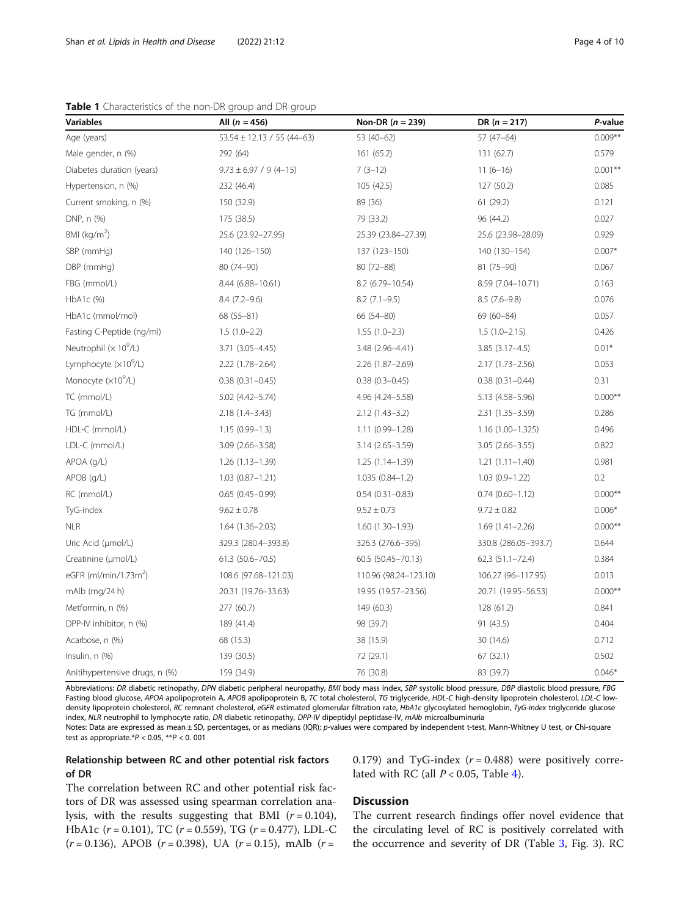**Table 1** Characteristics of the non-DR group and DR group

| Variables | All (*n* = 456) | Non-DR (*n* = 239) | DR (*n* = 217) | *P*-value |
|---|---|---|---|---|
| Age (years) | 53.54 ± 12.13 / 55 (44–63) | 53 (40–62) | 57 (47–64) | 0.009** |
| Male gender, n (%) | 292 (64) | 161 (65.2) | 131 (62.7) | 0.579 |
| Diabetes duration (years) | 9.73 ± 6.97 / 9 (4–15) | 7 (3–12) | 11 (6–16) | 0.001** |
| Hypertension, n (%) | 232 (46.4) | 105 (42.5) | 127 (50.2) | 0.085 |
| Current smoking, n (%) | 150 (32.9) | 89 (36) | 61 (29.2) | 0.121 |
| DNP, n (%) | 175 (38.5) | 79 (33.2) | 96 (44.2) | 0.027 |
| BMI (kg/m$^2$) | 25.6 (23.92–27.95) | 25.39 (23.84–27.39) | 25.6 (23.98–28.09) | 0.929 |
| SBP (mmHg) | 140 (126–150) | 137 (123–150) | 140 (130–154) | 0.007* |
| DBP (mmHg) | 80 (74–90) | 80 (72–88) | 81 (75–90) | 0.067 |
| FBG (mmol/L) | 8.44 (6.88–10.61) | 8.2 (6.79–10.54) | 8.59 (7.04–10.71) | 0.163 |
| HbA1c (%) | 8.4 (7.2–9.6) | 8.2 (7.1–9.5) | 8.5 (7.6–9.8) | 0.076 |
| HbA1c (mmol/mol) | 68 (55–81) | 66 (54–80) | 69 (60–84) | 0.057 |
| Fasting C-Peptide (ng/ml) | 1.5 (1.0–2.2) | 1.55 (1.0–2.3) | 1.5 (1.0–2.15) | 0.426 |
| Neutrophil (× $10^9$/L) | 3.71 (3.05–4.45) | 3.48 (2.96–4.41) | 3.85 (3.17–4.5) | 0.01* |
| Lymphocyte (×$10^9$/L) | 2.22 (1.78–2.64) | 2.26 (1.87–2.69) | 2.17 (1.73–2.56) | 0.053 |
| Monocyte (×$10^9$/L) | 0.38 (0.31–0.45) | 0.38 (0.3–0.45) | 0.38 (0.31–0.44) | 0.31 |
| TC (mmol/L) | 5.02 (4.42–5.74) | 4.96 (4.24–5.58) | 5.13 (4.58–5.96) | 0.000** |
| TG (mmol/L) | 2.18 (1.4–3.43) | 2.12 (1.43–3.2) | 2.31 (1.35–3.59) | 0.286 |
| HDL-C (mmol/L) | 1.15 (0.99–1.3) | 1.11 (0.99–1.28) | 1.16 (1.00–1.325) | 0.496 |
| LDL-C (mmol/L) | 3.09 (2.66–3.58) | 3.14 (2.65–3.59) | 3.05 (2.66–3.55) | 0.822 |
| APOA (g/L) | 1.26 (1.13–1.39) | 1.25 (1.14–1.39) | 1.21 (1.11–1.40) | 0.981 |
| APOB (g/L) | 1.03 (0.87–1.21) | 1.035 (0.84–1.2) | 1.03 (0.9–1.22) | 0.2 |
| RC (mmol/L) | 0.65 (0.45–0.99) | 0.54 (0.31–0.83) | 0.74 (0.60–1.12) | 0.000** |
| TyG-index | 9.62 ± 0.78 | 9.52 ± 0.73 | 9.72 ± 0.82 | 0.006* |
| NLR | 1.64 (1.36–2.03) | 1.60 (1.30–1.93) | 1.69 (1.41–2.26) | 0.000** |
| Uric Acid (μmol/L) | 329.3 (280.4–393.8) | 326.3 (276.6–395) | 330.8 (286.05–393.7) | 0.644 |
| Creatinine (μmol/L) | 61.3 (50.6–70.5) | 60.5 (50.45–70.13) | 62.3 (51.1–72.4) | 0.384 |
| eGFR (ml/min/1.73m$^2$) | 108.6 (97.68–121.03) | 110.96 (98.24–123.10) | 106.27 (96–117.95) | 0.013 |
| mAlb (mg/24 h) | 20.31 (19.76–33.63) | 19.95 (19.57–23.56) | 20.71 (19.95–56.53) | 0.000** |
| Metformin, n (%) | 277 (60.7) | 149 (60.3) | 128 (61.2) | 0.841 |
| DPP-IV inhibitor, n (%) | 189 (41.4) | 98 (39.7) | 91 (43.5) | 0.404 |
| Acarbose, n (%) | 68 (15.3) | 38 (15.9) | 30 (14.6) | 0.712 |
| Insulin, n (%) | 139 (30.5) | 72 (29.1) | 67 (32.1) | 0.502 |
| Anitihypertensive drugs, n (%) | 159 (34.9) | 76 (30.8) | 83 (39.7) | 0.046* |

Abbreviations: *DR* diabetic retinopathy, *DPN* diabetic peripheral neuropathy, *BMI* body mass index, *SBP* systolic blood pressure, *DBP* diastolic blood pressure, *FBG* Fasting blood glucose, *APOA* apolipoprotein A, *APOB* apolipoprotein B, *TC* total cholesterol, *TG* triglyceride, *HDL-C* high-density lipoprotein cholesterol, *LDL-C* low-density lipoprotein cholesterol, *RC* remnant cholesterol, *eGFR* estimated glomerular filtration rate, *HbA1c* glycosylated hemoglobin, *TyG-index* triglyceride glucose index, *NLR* neutrophil to lymphocyte ratio, *DR* diabetic retinopathy, *DPP-IV* dipeptidyl peptidase-IV, *mAlb* microalbuminuria

Notes: Data are expressed as mean ± SD, percentages, or as medians (IQR); *p*-values were compared by independent t-test, Mann-Whitney U test, or Chi-square test as appropriate.*$P < 0.05$, **$P < 0.001$

## Relationship between RC and other potential risk factors of DR

The correlation between RC and other potential risk factors of DR was assessed using spearman correlation analysis, with the results suggesting that BMI ($r = 0.104$), HbA1c ($r = 0.101$), TC ($r = 0.559$), TG ($r = 0.477$), LDL-C ($r = 0.136$), APOB ($r = 0.398$), UA ($r = 0.15$), mAlb ($r = 0.179$) and TyG-index ($r = 0.488$) were positively correlated with RC (all $P < 0.05$, Table 4).

## Discussion

The current research findings offer novel evidence that the circulating level of RC is positively correlated with the occurrence and severity of DR (Table 3, Fig. 3). RC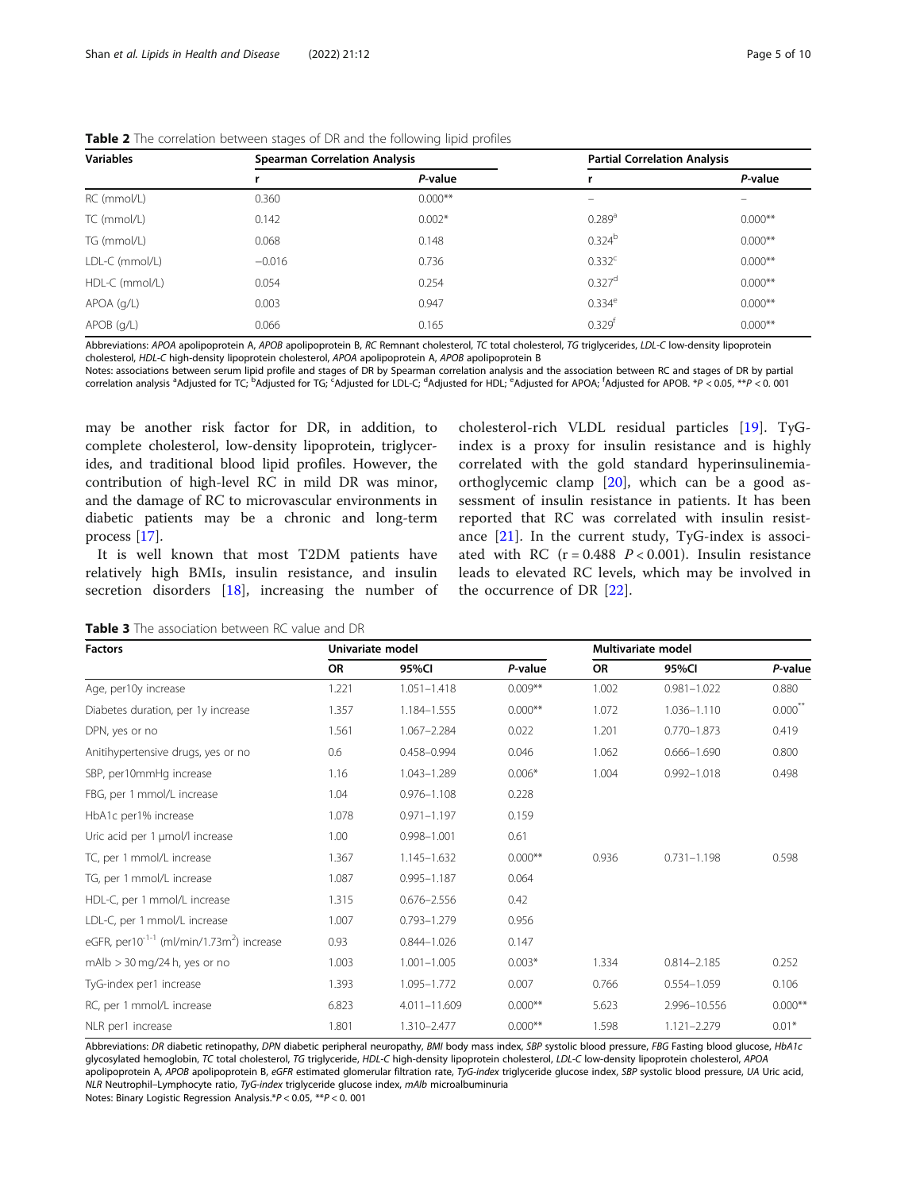**Table 2** The correlation between stages of DR and the following lipid profiles

| Variables | Spearman Correlation Analysis | | Partial Correlation Analysis | |
|---|---|---|---|---|
| | r | *P*-value | r | *P*-value |
| RC (mmol/L) | 0.360 | 0.000** | – | – |
| TC (mmol/L) | 0.142 | 0.002* | 0.289[a] | 0.000** |
| TG (mmol/L) | 0.068 | 0.148 | 0.324[b] | 0.000** |
| LDL-C (mmol/L) | −0.016 | 0.736 | 0.332[c] | 0.000** |
| HDL-C (mmol/L) | 0.054 | 0.254 | 0.327[d] | 0.000** |
| APOA (g/L) | 0.003 | 0.947 | 0.334[e] | 0.000** |
| APOB (g/L) | 0.066 | 0.165 | 0.329[f] | 0.000** |

Abbreviations: *APOA* apolipoprotein A, *APOB* apolipoprotein B, *RC* Remnant cholesterol, *TC* total cholesterol, *TG* triglycerides, *LDL-C* low-density lipoprotein cholesterol, *HDL-C* high-density lipoprotein cholesterol, *APOA* apolipoprotein A, *APOB* apolipoprotein B

Notes: associations between serum lipid profile and stages of DR by Spearman correlation analysis and the association between RC and stages of DR by partial correlation analysis [a]Adjusted for TC; [b]Adjusted for TG; [c]Adjusted for LDL-C; [d]Adjusted for HDL; [e]Adjusted for APOA; [f]Adjusted for APOB. *$P < 0.05$, **$P < 0.001$

may be another risk factor for DR, in addition, to complete cholesterol, low-density lipoprotein, triglycerides, and traditional blood lipid profiles. However, the contribution of high-level RC in mild DR was minor, and the damage of RC to microvascular environments in diabetic patients may be a chronic and long-term process [17].

It is well known that most T2DM patients have relatively high BMIs, insulin resistance, and insulin secretion disorders [18], increasing the number of cholesterol-rich VLDL residual particles [19]. TyG-index is a proxy for insulin resistance and is highly correlated with the gold standard hyperinsulinemia-orthoglycemic clamp [20], which can be a good assessment of insulin resistance in patients. It has been reported that RC was correlated with insulin resistance [21]. In the current study, TyG-index is associated with RC ($r = 0.488$ $P < 0.001$). Insulin resistance leads to elevated RC levels, which may be involved in the occurrence of DR [22].

**Table 3** The association between RC value and DR

| Factors | Univariate model | | | Multivariate model | | |
|---|---|---|---|---|---|---|
| | OR | 95%CI | *P*-value | OR | 95%CI | *P*-value |
| Age, per10y increase | 1.221 | 1.051–1.418 | 0.009** | 1.002 | 0.981–1.022 | 0.880 |
| Diabetes duration, per 1y increase | 1.357 | 1.184–1.555 | 0.000** | 1.072 | 1.036–1.110 | 0.000** |
| DPN, yes or no | 1.561 | 1.067–2.284 | 0.022 | 1.201 | 0.770–1.873 | 0.419 |
| Anitihypertensive drugs, yes or no | 0.6 | 0.458–0.994 | 0.046 | 1.062 | 0.666–1.690 | 0.800 |
| SBP, per10mmHg increase | 1.16 | 1.043–1.289 | 0.006* | 1.004 | 0.992–1.018 | 0.498 |
| FBG, per 1 mmol/L increase | 1.04 | 0.976–1.108 | 0.228 | | | |
| HbA1c per1% increase | 1.078 | 0.971–1.197 | 0.159 | | | |
| Uric acid per 1 μmol/l increase | 1.00 | 0.998–1.001 | 0.61 | | | |
| TC, per 1 mmol/L increase | 1.367 | 1.145–1.632 | 0.000** | 0.936 | 0.731–1.198 | 0.598 |
| TG, per 1 mmol/L increase | 1.087 | 0.995–1.187 | 0.064 | | | |
| HDL-C, per 1 mmol/L increase | 1.315 | 0.676–2.556 | 0.42 | | | |
| LDL-C, per 1 mmol/L increase | 1.007 | 0.793–1.279 | 0.956 | | | |
| eGFR, per$10^{-1-1}$ (ml/min/1.73m$^2$) increase | 0.93 | 0.844–1.026 | 0.147 | | | |
| mAlb > 30 mg/24 h, yes or no | 1.003 | 1.001–1.005 | 0.003* | 1.334 | 0.814–2.185 | 0.252 |
| TyG-index per1 increase | 1.393 | 1.095–1.772 | 0.007 | 0.766 | 0.554–1.059 | 0.106 |
| RC, per 1 mmol/L increase | 6.823 | 4.011–11.609 | 0.000** | 5.623 | 2.996–10.556 | 0.000** |
| NLR per1 increase | 1.801 | 1.310–2.477 | 0.000** | 1.598 | 1.121–2.279 | 0.01* |

Abbreviations: *DR* diabetic retinopathy, *DPN* diabetic peripheral neuropathy, *BMI* body mass index, *SBP* systolic blood pressure, *FBG* Fasting blood glucose, *HbA1c* glycosylated hemoglobin, *TC* total cholesterol, *TG* triglyceride, *HDL-C* high-density lipoprotein cholesterol, *LDL-C* low-density lipoprotein cholesterol, *APOA* apolipoprotein A, *APOB* apolipoprotein B, *eGFR* estimated glomerular filtration rate, *TyG-index* triglyceride glucose index, *SBP* systolic blood pressure, *UA* Uric acid, *NLR* Neutrophil–Lymphocyte ratio, *TyG-index* triglyceride glucose index, *mAlb* microalbuminuria

Notes: Binary Logistic Regression Analysis.*$P < 0.05$, **$P < 0.001$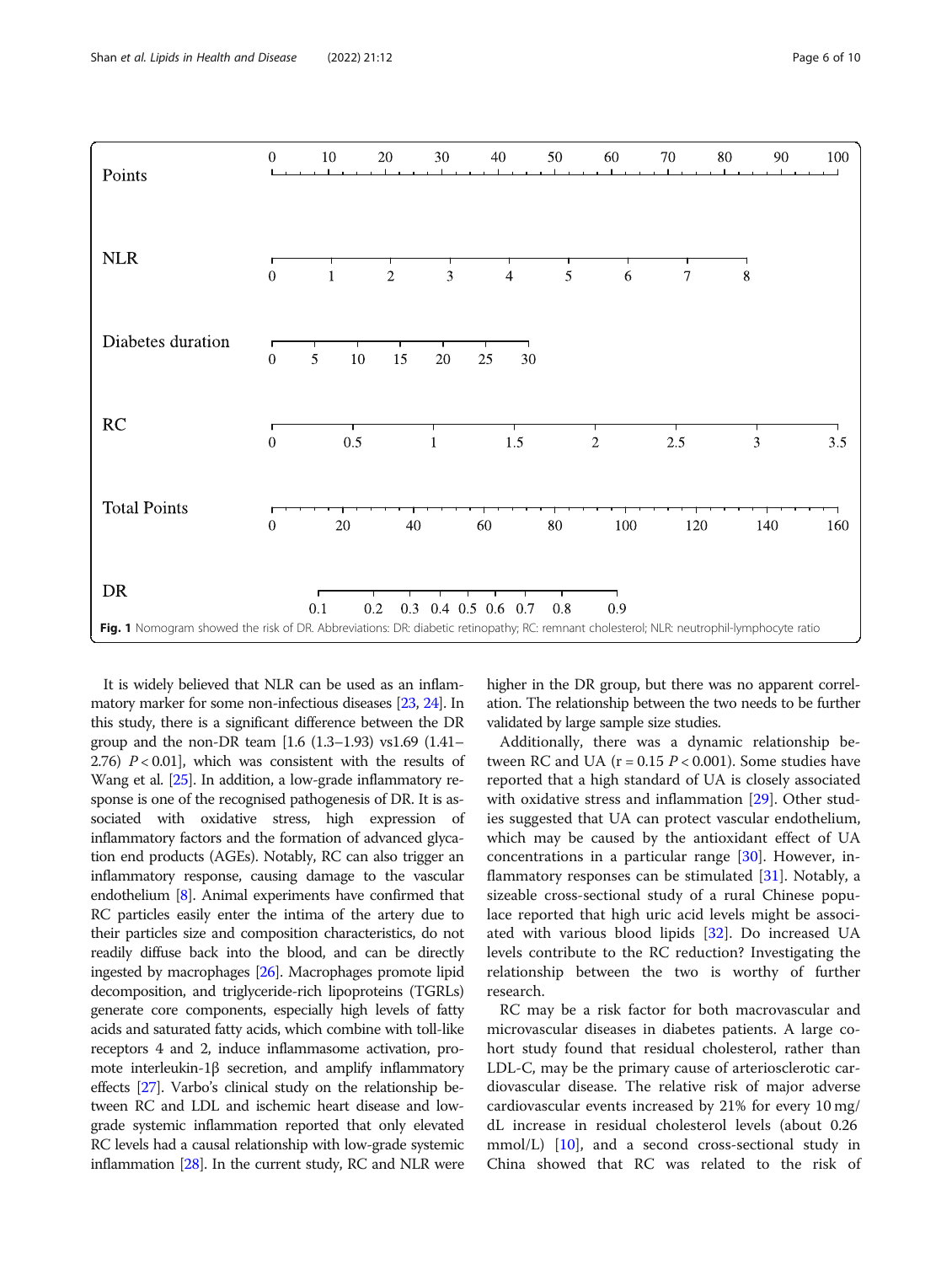Fig. 1 Nomogram showed the risk of DR. Abbreviations: DR: diabetic retinopathy; RC: remnant cholesterol; NLR: neutrophil-lymphocyte ratio

It is widely believed that NLR can be used as an inflammatory marker for some non-infectious diseases [23, 24]. In this study, there is a significant difference between the DR group and the non-DR team [1.6 (1.3–1.93) vs1.69 (1.41–2.76) $P < 0.01$], which was consistent with the results of Wang et al. [25]. In addition, a low-grade inflammatory response is one of the recognised pathogenesis of DR. It is associated with oxidative stress, high expression of inflammatory factors and the formation of advanced glycation end products (AGEs). Notably, RC can also trigger an inflammatory response, causing damage to the vascular endothelium [8]. Animal experiments have confirmed that RC particles easily enter the intima of the artery due to their particles size and composition characteristics, do not readily diffuse back into the blood, and can be directly ingested by macrophages [26]. Macrophages promote lipid decomposition, and triglyceride-rich lipoproteins (TGRLs) generate core components, especially high levels of fatty acids and saturated fatty acids, which combine with toll-like receptors 4 and 2, induce inflammasome activation, promote interleukin-1β secretion, and amplify inflammatory effects [27]. Varbo's clinical study on the relationship between RC and LDL and ischemic heart disease and low-grade systemic inflammation reported that only elevated RC levels had a causal relationship with low-grade systemic inflammation [28]. In the current study, RC and NLR were higher in the DR group, but there was no apparent correlation. The relationship between the two needs to be further validated by large sample size studies.

Additionally, there was a dynamic relationship between RC and UA ($r = 0.15$ $P < 0.001$). Some studies have reported that a high standard of UA is closely associated with oxidative stress and inflammation [29]. Other studies suggested that UA can protect vascular endothelium, which may be caused by the antioxidant effect of UA concentrations in a particular range [30]. However, inflammatory responses can be stimulated [31]. Notably, a sizeable cross-sectional study of a rural Chinese populace reported that high uric acid levels might be associated with various blood lipids [32]. Do increased UA levels contribute to the RC reduction? Investigating the relationship between the two is worthy of further research.

RC may be a risk factor for both macrovascular and microvascular diseases in diabetes patients. A large cohort study found that residual cholesterol, rather than LDL-C, may be the primary cause of arteriosclerotic cardiovascular disease. The relative risk of major adverse cardiovascular events increased by 21% for every 10 mg/dL increase in residual cholesterol levels (about 0.26 mmol/L) [10], and a second cross-sectional study in China showed that RC was related to the risk of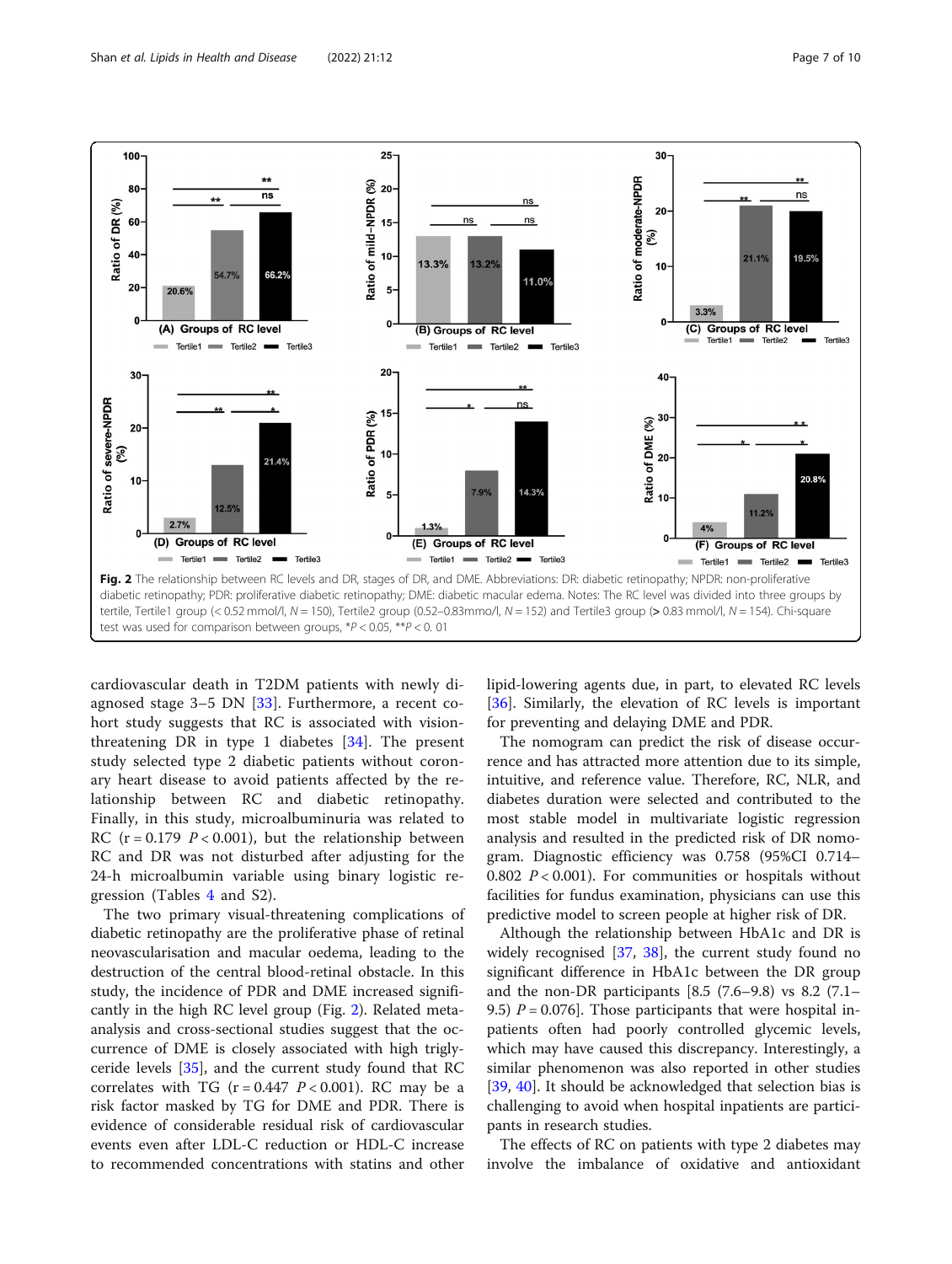Fig. 2 The relationship between RC levels and DR, stages of DR, and DME. Abbreviations: DR: diabetic retinopathy; NPDR: non-proliferative diabetic retinopathy; PDR: proliferative diabetic retinopathy; DME: diabetic macular edema. Notes: The RC level was divided into three groups by tertile, Tertile1 group (< 0.52 mmol/l, $N = 150$), Tertile2 group (0.52–0.83mmo/l, $N = 152$) and Tertile3 group (> 0.83 mmol/l, $N = 154$). Chi-square test was used for comparison between groups, \*$P < 0.05$, \*\*$P < 0.01$

cardiovascular death in T2DM patients with newly diagnosed stage 3–5 DN [33]. Furthermore, a recent cohort study suggests that RC is associated with vision-threatening DR in type 1 diabetes [34]. The present study selected type 2 diabetic patients without coronary heart disease to avoid patients affected by the relationship between RC and diabetic retinopathy. Finally, in this study, microalbuminuria was related to RC ($r = 0.179$ $P < 0.001$), but the relationship between RC and DR was not disturbed after adjusting for the 24-h microalbumin variable using binary logistic regression (Tables 4 and S2).

The two primary visual-threatening complications of diabetic retinopathy are the proliferative phase of retinal neovascularisation and macular oedema, leading to the destruction of the central blood-retinal obstacle. In this study, the incidence of PDR and DME increased significantly in the high RC level group (Fig. 2). Related meta-analysis and cross-sectional studies suggest that the occurrence of DME is closely associated with high triglyceride levels [35], and the current study found that RC correlates with TG ($r = 0.447$ $P < 0.001$). RC may be a risk factor masked by TG for DME and PDR. There is evidence of considerable residual risk of cardiovascular events even after LDL-C reduction or HDL-C increase to recommended concentrations with statins and other lipid-lowering agents due, in part, to elevated RC levels [36]. Similarly, the elevation of RC levels is important for preventing and delaying DME and PDR.

The nomogram can predict the risk of disease occurrence and has attracted more attention due to its simple, intuitive, and reference value. Therefore, RC, NLR, and diabetes duration were selected and contributed to the most stable model in multivariate logistic regression analysis and resulted in the predicted risk of DR nomogram. Diagnostic efficiency was 0.758 (95%CI 0.714–0.802 $P < 0.001$). For communities or hospitals without facilities for fundus examination, physicians can use this predictive model to screen people at higher risk of DR.

Although the relationship between HbA1c and DR is widely recognised [37, 38], the current study found no significant difference in HbA1c between the DR group and the non-DR participants [8.5 (7.6–9.8) vs 8.2 (7.1–9.5) $P = 0.076$]. Those participants that were hospital inpatients often had poorly controlled glycemic levels, which may have caused this discrepancy. Interestingly, a similar phenomenon was also reported in other studies [39, 40]. It should be acknowledged that selection bias is challenging to avoid when hospital inpatients are participants in research studies.

The effects of RC on patients with type 2 diabetes may involve the imbalance of oxidative and antioxidant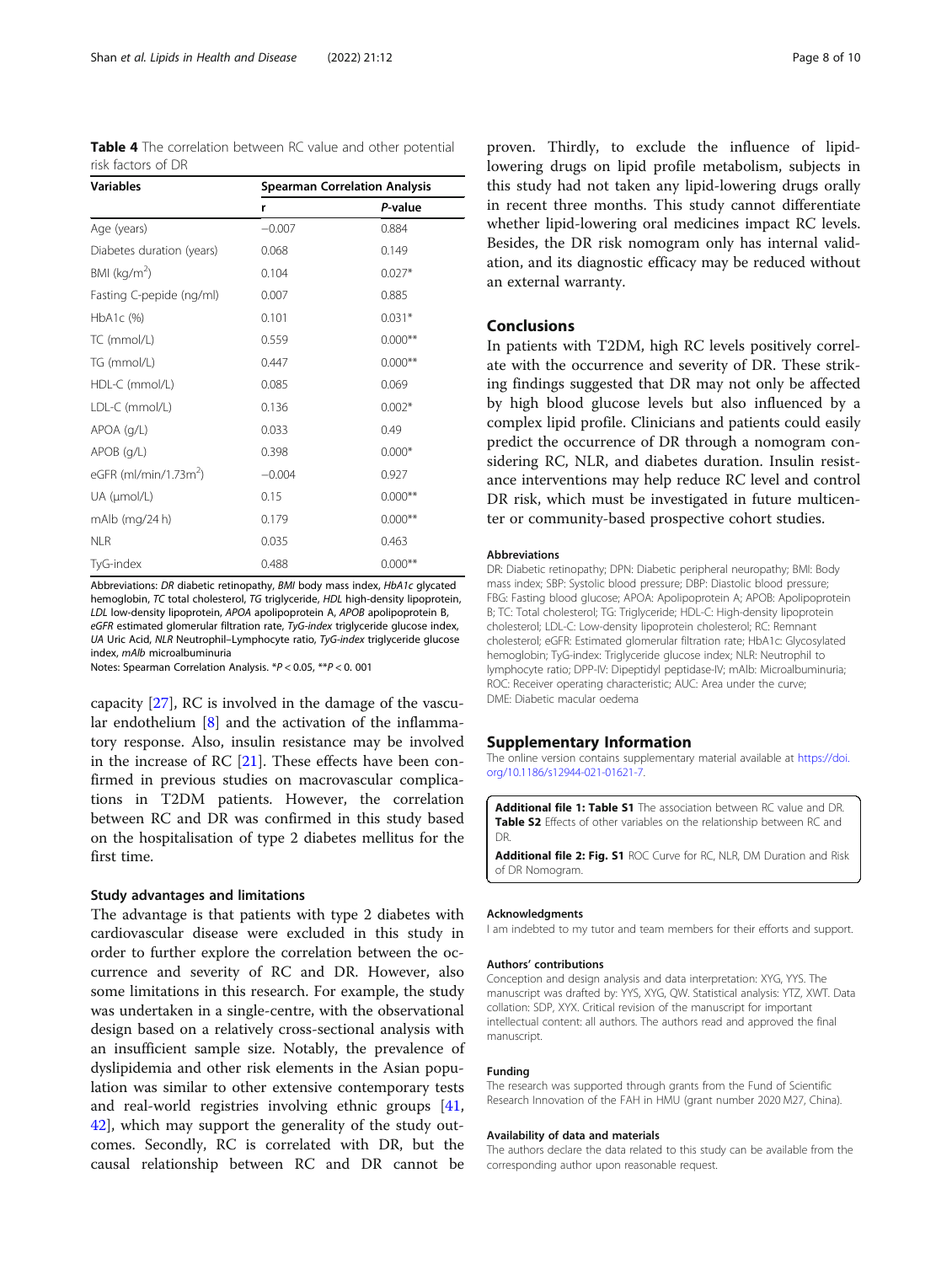**Table 4** The correlation between RC value and other potential risk factors of DR

| Variables | Spearman Correlation Analysis | |
|---|---|---|
| | r | *P*-value |
| Age (years) | −0.007 | 0.884 |
| Diabetes duration (years) | 0.068 | 0.149 |
| BMI (kg/m$^2$) | 0.104 | 0.027* |
| Fasting C-pepide (ng/ml) | 0.007 | 0.885 |
| HbA1c (%) | 0.101 | 0.031* |
| TC (mmol/L) | 0.559 | 0.000** |
| TG (mmol/L) | 0.447 | 0.000** |
| HDL-C (mmol/L) | 0.085 | 0.069 |
| LDL-C (mmol/L) | 0.136 | 0.002* |
| APOA (g/L) | 0.033 | 0.49 |
| APOB (g/L) | 0.398 | 0.000* |
| eGFR (ml/min/1.73m$^2$) | −0.004 | 0.927 |
| UA (μmol/L) | 0.15 | 0.000** |
| mAlb (mg/24 h) | 0.179 | 0.000** |
| NLR | 0.035 | 0.463 |
| TyG-index | 0.488 | 0.000** |

Abbreviations: *DR* diabetic retinopathy, *BMI* body mass index, *HbA1c* glycated hemoglobin, *TC* total cholesterol, *TG* triglyceride, *HDL* high-density lipoprotein, *LDL* low-density lipoprotein, *APOA* apolipoprotein A, *APOB* apolipoprotein B, *eGFR* estimated glomerular filtration rate, *TyG-index* triglyceride glucose index, *UA* Uric Acid, *NLR* Neutrophil–Lymphocyte ratio, *TyG-index* triglyceride glucose index, *mAlb* microalbuminuria

Notes: Spearman Correlation Analysis. *$P < 0.05$, **$P < 0.001$

capacity [27], RC is involved in the damage of the vascular endothelium [8] and the activation of the inflammatory response. Also, insulin resistance may be involved in the increase of RC [21]. These effects have been confirmed in previous studies on macrovascular complications in T2DM patients. However, the correlation between RC and DR was confirmed in this study based on the hospitalisation of type 2 diabetes mellitus for the first time.

### Study advantages and limitations

The advantage is that patients with type 2 diabetes with cardiovascular disease were excluded in this study in order to further explore the correlation between the occurrence and severity of RC and DR. However, also some limitations in this research. For example, the study was undertaken in a single-centre, with the observational design based on a relatively cross-sectional analysis with an insufficient sample size. Notably, the prevalence of dyslipidemia and other risk elements in the Asian population was similar to other extensive contemporary tests and real-world registries involving ethnic groups [41, 42], which may support the generality of the study outcomes. Secondly, RC is correlated with DR, but the causal relationship between RC and DR cannot be proven. Thirdly, to exclude the influence of lipid-lowering drugs on lipid profile metabolism, subjects in this study had not taken any lipid-lowering drugs orally in recent three months. This study cannot differentiate whether lipid-lowering oral medicines impact RC levels. Besides, the DR risk nomogram only has internal validation, and its diagnostic efficacy may be reduced without an external warranty.

## Conclusions

In patients with T2DM, high RC levels positively correlate with the occurrence and severity of DR. These striking findings suggested that DR may not only be affected by high blood glucose levels but also influenced by a complex lipid profile. Clinicians and patients could easily predict the occurrence of DR through a nomogram considering RC, NLR, and diabetes duration. Insulin resistance interventions may help reduce RC level and control DR risk, which must be investigated in future multicenter or community-based prospective cohort studies.

#### Abbreviations

DR: Diabetic retinopathy; DPN: Diabetic peripheral neuropathy; BMI: Body mass index; SBP: Systolic blood pressure; DBP: Diastolic blood pressure; FBG: Fasting blood glucose; APOA: Apolipoprotein A; APOB: Apolipoprotein B; TC: Total cholesterol; TG: Triglyceride; HDL-C: High-density lipoprotein cholesterol; LDL-C: Low-density lipoprotein cholesterol; RC: Remnant cholesterol; eGFR: Estimated glomerular filtration rate; HbA1c: Glycosylated hemoglobin; TyG-index: Triglyceride glucose index; NLR: Neutrophil to lymphocyte ratio; DPP-IV: Dipeptidyl peptidase-IV; mAlb: Microalbuminuria; ROC: Receiver operating characteristic; AUC: Area under the curve; DME: Diabetic macular oedema

## Supplementary Information

The online version contains supplementary material available at https://doi.org/10.1186/s12944-021-01621-7.

**Additional file 1: Table S1** The association between RC value and DR. **Table S2** Effects of other variables on the relationship between RC and DR.

**Additional file 2: Fig. S1** ROC Curve for RC, NLR, DM Duration and Risk of DR Nomogram.

#### Acknowledgments

I am indebted to my tutor and team members for their efforts and support.

#### Authors' contributions

Conception and design analysis and data interpretation: XYG, YYS. The manuscript was drafted by: YYS, XYG, QW. Statistical analysis: YTZ, XWT. Data collation: SDP, XYX. Critical revision of the manuscript for important intellectual content: all authors. The authors read and approved the final manuscript.

#### Funding

The research was supported through grants from the Fund of Scientific Research Innovation of the FAH in HMU (grant number 2020 M27, China).

#### Availability of data and materials

The authors declare the data related to this study can be available from the corresponding author upon reasonable request.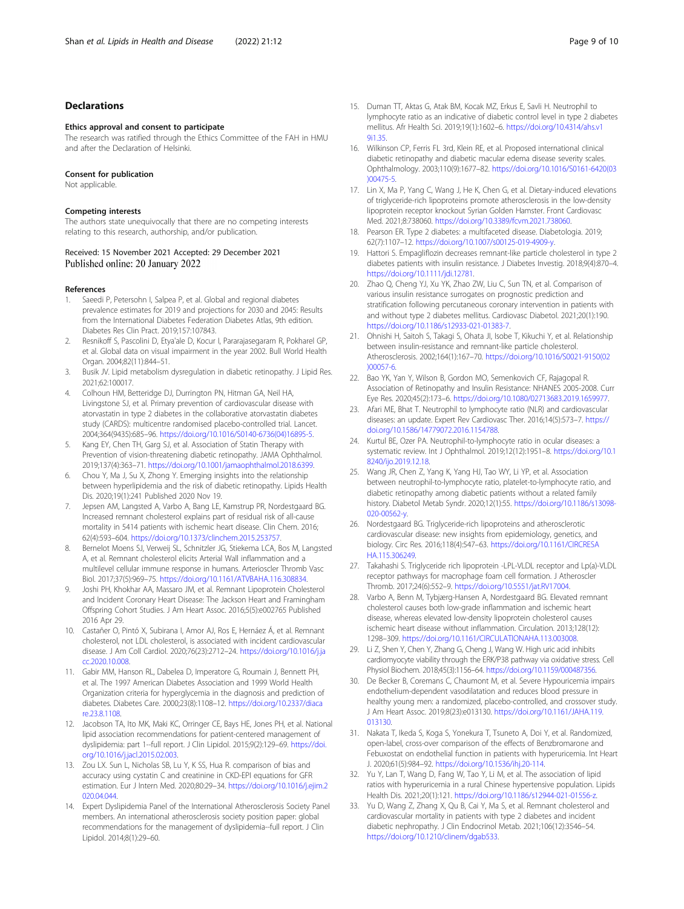## Declarations

### Ethics approval and consent to participate

The research was ratified through the Ethics Committee of the FAH in HMU and after the Declaration of Helsinki.

### Consent for publication

Not applicable.

### Competing interests

The authors state unequivocally that there are no competing interests relating to this research, authorship, and/or publication.

Received: 15 November 2021 Accepted: 29 December 2021
Published online: 20 January 2022

### References

1. Saeedi P, Petersohn I, Salpea P, et al. Global and regional diabetes prevalence estimates for 2019 and projections for 2030 and 2045: Results from the International Diabetes Federation Diabetes Atlas, 9th edition. Diabetes Res Clin Pract. 2019;157:107843.
2. Resnikoff S, Pascolini D, Etya'ale D, Kocur I, Pararajasegaram R, Pokharel GP, et al. Global data on visual impairment in the year 2002. Bull World Health Organ. 2004;82(11):844–51.
3. Busik JV. Lipid metabolism dysregulation in diabetic retinopathy. J Lipid Res. 2021;62:100017.
4. Colhoun HM, Betteridge DJ, Durrington PN, Hitman GA, Neil HA, Livingstone SJ, et al. Primary prevention of cardiovascular disease with atorvastatin in type 2 diabetes in the collaborative atorvastatin diabetes study (CARDS): multicentre randomised placebo-controlled trial. Lancet. 2004;364(9435):685–96. https://doi.org/10.1016/S0140-6736(04)16895-5.
5. Kang EY, Chen TH, Garg SJ, et al. Association of Statin Therapy with Prevention of vision-threatening diabetic retinopathy. JAMA Ophthalmol. 2019;137(4):363–71. https://doi.org/10.1001/jamaophthalmol.2018.6399.
6. Chou Y, Ma J, Su X, Zhong Y. Emerging insights into the relationship between hyperlipidemia and the risk of diabetic retinopathy. Lipids Health Dis. 2020;19(1):241 Published 2020 Nov 19.
7. Jepsen AM, Langsted A, Varbo A, Bang LE, Kamstrup PR, Nordestgaard BG. Increased remnant cholesterol explains part of residual risk of all-cause mortality in 5414 patients with ischemic heart disease. Clin Chem. 2016; 62(4):593–604. https://doi.org/10.1373/clinchem.2015.253757.
8. Bernelot Moens SJ, Verweij SL, Schnitzler JG, Stiekema LCA, Bos M, Langsted A, et al. Remnant cholesterol elicits Arterial Wall inflammation and a multilevel cellular immune response in humans. Arterioscler Thromb Vasc Biol. 2017;37(5):969–75. https://doi.org/10.1161/ATVBAHA.116.308834.
9. Joshi PH, Khokhar AA, Massaro JM, et al. Remnant Lipoprotein Cholesterol and Incident Coronary Heart Disease: The Jackson Heart and Framingham Offspring Cohort Studies. J Am Heart Assoc. 2016;5(5):e002765 Published 2016 Apr 29.
10. Castañer O, Pintó X, Subirana I, Amor AJ, Ros E, Hernáez Á, et al. Remnant cholesterol, not LDL cholesterol, is associated with incident cardiovascular disease. J Am Coll Cardiol. 2020;76(23):2712–24. https://doi.org/10.1016/j.jacc.2020.10.008.
11. Gabir MM, Hanson RL, Dabelea D, Imperatore G, Roumain J, Bennett PH, et al. The 1997 American Diabetes Association and 1999 World Health Organization criteria for hyperglycemia in the diagnosis and prediction of diabetes. Diabetes Care. 2000;23(8):1108–12. https://doi.org/10.2337/diacare.23.8.1108.
12. Jacobson TA, Ito MK, Maki KC, Orringer CE, Bays HE, Jones PH, et al. National lipid association recommendations for patient-centered management of dyslipidemia: part 1--full report. J Clin Lipidol. 2015;9(2):129–69. https://doi.org/10.1016/j.jacl.2015.02.003.
13. Zou LX. Sun L, Nicholas SB, Lu Y, K SS, Hua R. comparison of bias and accuracy using cystatin C and creatinine in CKD-EPI equations for GFR estimation. Eur J Intern Med. 2020;80:29–34. https://doi.org/10.1016/j.ejim.2020.04.044.
14. Expert Dyslipidemia Panel of the International Atherosclerosis Society Panel members. An international atherosclerosis society position paper: global recommendations for the management of dyslipidemia--full report. J Clin Lipidol. 2014;8(1):29–60.
15. Duman TT, Aktas G, Atak BM, Kocak MZ, Erkus E, Savli H. Neutrophil to lymphocyte ratio as an indicative of diabetic control level in type 2 diabetes mellitus. Afr Health Sci. 2019;19(1):1602–6. https://doi.org/10.4314/ahs.v19i1.35.
16. Wilkinson CP, Ferris FL 3rd, Klein RE, et al. Proposed international clinical diabetic retinopathy and diabetic macular edema disease severity scales. Ophthalmology. 2003;110(9):1677–82. https://doi.org/10.1016/S0161-6420(03)00475-5.
17. Lin X, Ma P, Yang C, Wang J, He K, Chen G, et al. Dietary-induced elevations of triglyceride-rich lipoproteins promote atherosclerosis in the low-density lipoprotein receptor knockout Syrian Golden Hamster. Front Cardiovasc Med. 2021;8:738060. https://doi.org/10.3389/fcvm.2021.738060.
18. Pearson ER. Type 2 diabetes: a multifaceted disease. Diabetologia. 2019; 62(7):1107–12. https://doi.org/10.1007/s00125-019-4909-y.
19. Hattori S. Empagliflozin decreases remnant-like particle cholesterol in type 2 diabetes patients with insulin resistance. J Diabetes Investig. 2018;9(4):870–4. https://doi.org/10.1111/jdi.12781.
20. Zhao Q, Cheng YJ, Xu YK, Zhao ZW, Liu C, Sun TN, et al. Comparison of various insulin resistance surrogates on prognostic prediction and stratification following percutaneous coronary intervention in patients with and without type 2 diabetes mellitus. Cardiovasc Diabetol. 2021;20(1):190. https://doi.org/10.1186/s12933-021-01383-7.
21. Ohnishi H, Saitoh S, Takagi S, Ohata JI, Isobe T, Kikuchi Y, et al. Relationship between insulin-resistance and remnant-like particle cholesterol. Atherosclerosis. 2002;164(1):167–70. https://doi.org/10.1016/S0021-9150(02)00057-6.
22. Bao YK, Yan Y, Wilson B, Gordon MO, Semenkovich CF, Rajagopal R. Association of Retinopathy and Insulin Resistance: NHANES 2005-2008. Curr Eye Res. 2020;45(2):173–6. https://doi.org/10.1080/02713683.2019.1659977.
23. Afari ME, Bhat T. Neutrophil to lymphocyte ratio (NLR) and cardiovascular diseases: an update. Expert Rev Cardiovasc Ther. 2016;14(5):573–7. https://doi.org/10.1586/14779072.2016.1154788.
24. Kurtul BE, Ozer PA. Neutrophil-to-lymphocyte ratio in ocular diseases: a systematic review. Int J Ophthalmol. 2019;12(12):1951–8. https://doi.org/10.18240/ijo.2019.12.18.
25. Wang JR, Chen Z, Yang K, Yang HJ, Tao WY, Li YP, et al. Association between neutrophil-to-lymphocyte ratio, platelet-to-lymphocyte ratio, and diabetic retinopathy among diabetic patients without a related family history. Diabetol Metab Syndr. 2020;12(1):55. https://doi.org/10.1186/s13098-020-00562-y.
26. Nordestgaard BG. Triglyceride-rich lipoproteins and atherosclerotic cardiovascular disease: new insights from epidemiology, genetics, and biology. Circ Res. 2016;118(4):547–63. https://doi.org/10.1161/CIRCRESAHA.115.306249.
27. Takahashi S. Triglyceride rich lipoprotein -LPL-VLDL receptor and Lp(a)-VLDL receptor pathways for macrophage foam cell formation. J Atheroscler Thromb. 2017;24(6):552–9. https://doi.org/10.5551/jat.RV17004.
28. Varbo A, Benn M, Tybjærg-Hansen A, Nordestgaard BG. Elevated remnant cholesterol causes both low-grade inflammation and ischemic heart disease, whereas elevated low-density lipoprotein cholesterol causes ischemic heart disease without inflammation. Circulation. 2013;128(12): 1298–309. https://doi.org/10.1161/CIRCULATIONAHA.113.003008.
29. Li Z, Shen Y, Chen Y, Zhang G, Cheng J, Wang W. High uric acid inhibits cardiomyocyte viability through the ERK/P38 pathway via oxidative stress. Cell Physiol Biochem. 2018;45(3):1156–64. https://doi.org/10.1159/000487356.
30. De Becker B, Coremans C, Chaumont M, et al. Severe Hypouricemia impairs endothelium-dependent vasodilatation and reduces blood pressure in healthy young men: a randomized, placebo-controlled, and crossover study. J Am Heart Assoc. 2019;8(23):e013130. https://doi.org/10.1161/JAHA.119.013130.
31. Nakata T, Ikeda S, Koga S, Yonekura T, Tsuneto A, Doi Y, et al. Randomized, open-label, cross-over comparison of the effects of Benzbromarone and Febuxostat on endothelial function in patients with hyperuricemia. Int Heart J. 2020;61(5):984–92. https://doi.org/10.1536/ihj.20-114.
32. Yu Y, Lan T, Wang D, Fang W, Tao Y, Li M, et al. The association of lipid ratios with hyperuricemia in a rural Chinese hypertensive population. Lipids Health Dis. 2021;20(1):121. https://doi.org/10.1186/s12944-021-01556-z.
33. Yu D, Wang Z, Zhang X, Qu B, Cai Y, Ma S, et al. Remnant cholesterol and cardiovascular mortality in patients with type 2 diabetes and incident diabetic nephropathy. J Clin Endocrinol Metab. 2021;106(12):3546–54. https://doi.org/10.1210/clinem/dgab533.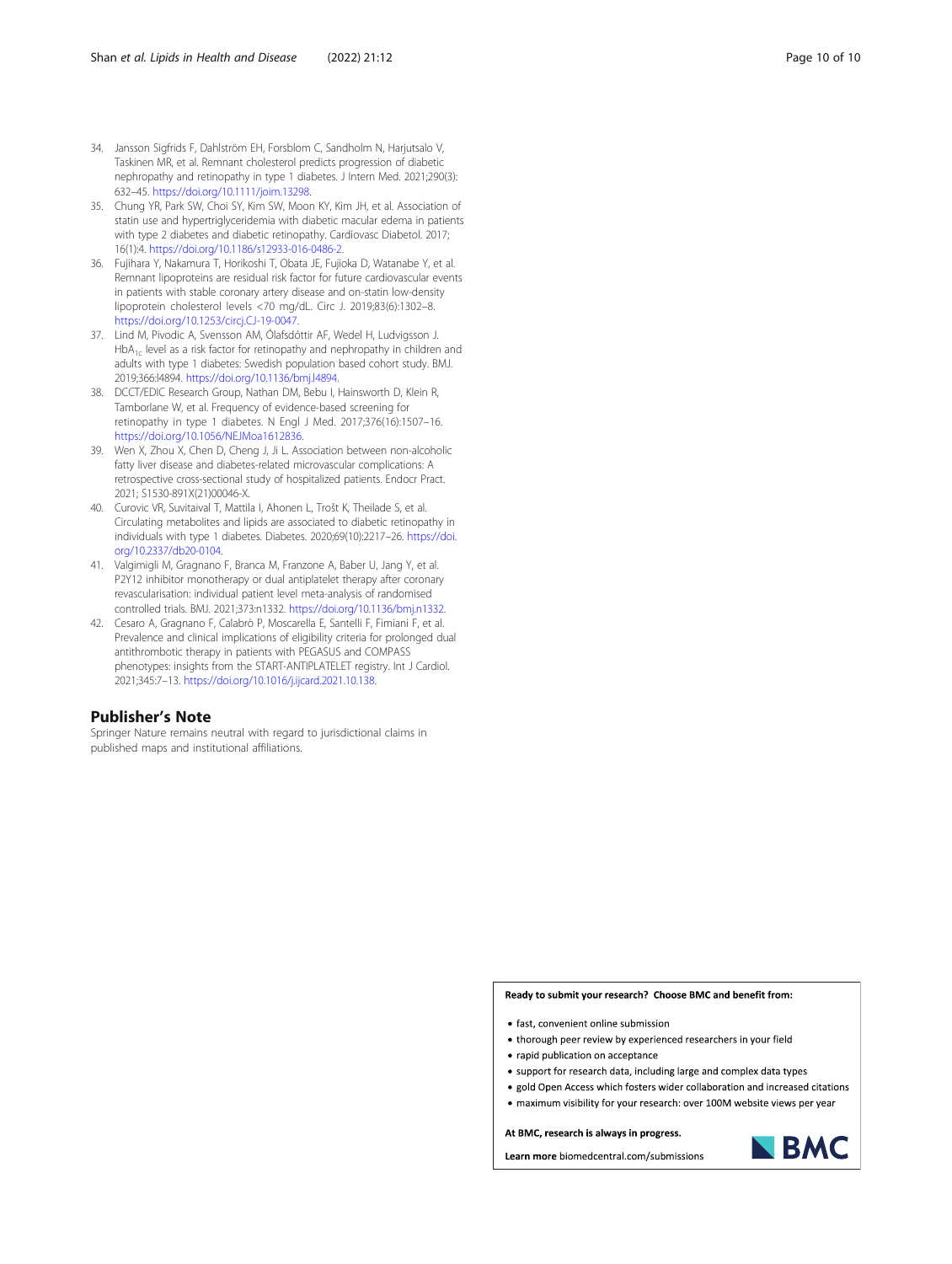34. Jansson Sigfrids F, Dahlström EH, Forsblom C, Sandholm N, Harjutsalo V, Taskinen MR, et al. Remnant cholesterol predicts progression of diabetic nephropathy and retinopathy in type 1 diabetes. J Intern Med. 2021;290(3):632–45. https://doi.org/10.1111/joim.13298.
35. Chung YR, Park SW, Choi SY, Kim SW, Moon KY, Kim JH, et al. Association of statin use and hypertriglyceridemia with diabetic macular edema in patients with type 2 diabetes and diabetic retinopathy. Cardiovasc Diabetol. 2017;16(1):4. https://doi.org/10.1186/s12933-016-0486-2.
36. Fujihara Y, Nakamura T, Horikoshi T, Obata JE, Fujioka D, Watanabe Y, et al. Remnant lipoproteins are residual risk factor for future cardiovascular events in patients with stable coronary artery disease and on-statin low-density lipoprotein cholesterol levels <70 mg/dL. Circ J. 2019;83(6):1302–8. https://doi.org/10.1253/circj.CJ-19-0047.
37. Lind M, Pivodic A, Svensson AM, Ólafsdóttir AF, Wedel H, Ludvigsson J. $HbA_{1c}$ level as a risk factor for retinopathy and nephropathy in children and adults with type 1 diabetes: Swedish population based cohort study. BMJ. 2019;366:l4894. https://doi.org/10.1136/bmj.l4894.
38. DCCT/EDIC Research Group, Nathan DM, Bebu I, Hainsworth D, Klein R, Tamborlane W, et al. Frequency of evidence-based screening for retinopathy in type 1 diabetes. N Engl J Med. 2017;376(16):1507–16. https://doi.org/10.1056/NEJMoa1612836.
39. Wen X, Zhou X, Chen D, Cheng J, Ji L. Association between non-alcoholic fatty liver disease and diabetes-related microvascular complications: A retrospective cross-sectional study of hospitalized patients. Endocr Pract. 2021; S1530-891X(21)00046-X.
40. Curovic VR, Suvitaival T, Mattila I, Ahonen L, Trošt K, Theilade S, et al. Circulating metabolites and lipids are associated to diabetic retinopathy in individuals with type 1 diabetes. Diabetes. 2020;69(10):2217–26. https://doi.org/10.2337/db20-0104.
41. Valgimigli M, Gragnano F, Branca M, Franzone A, Baber U, Jang Y, et al. P2Y12 inhibitor monotherapy or dual antiplatelet therapy after coronary revascularisation: individual patient level meta-analysis of randomised controlled trials. BMJ. 2021;373:n1332. https://doi.org/10.1136/bmj.n1332.
42. Cesaro A, Gragnano F, Calabrò P, Moscarella E, Santelli F, Fimiani F, et al. Prevalence and clinical implications of eligibility criteria for prolonged dual antithrombotic therapy in patients with PEGASUS and COMPASS phenotypes: insights from the START-ANTIPLATELET registry. Int J Cardiol. 2021;345:7–13. https://doi.org/10.1016/j.ijcard.2021.10.138.

## Publisher's Note

Springer Nature remains neutral with regard to jurisdictional claims in published maps and institutional affiliations.

**Ready to submit your research? Choose BMC and benefit from:**

- fast, convenient online submission
- thorough peer review by experienced researchers in your field
- rapid publication on acceptance
- support for research data, including large and complex data types
- gold Open Access which fosters wider collaboration and increased citations
- maximum visibility for your research: over 100M website views per year

**At BMC, research is always in progress.**

**Learn more** biomedcentral.com/submissions

BMC